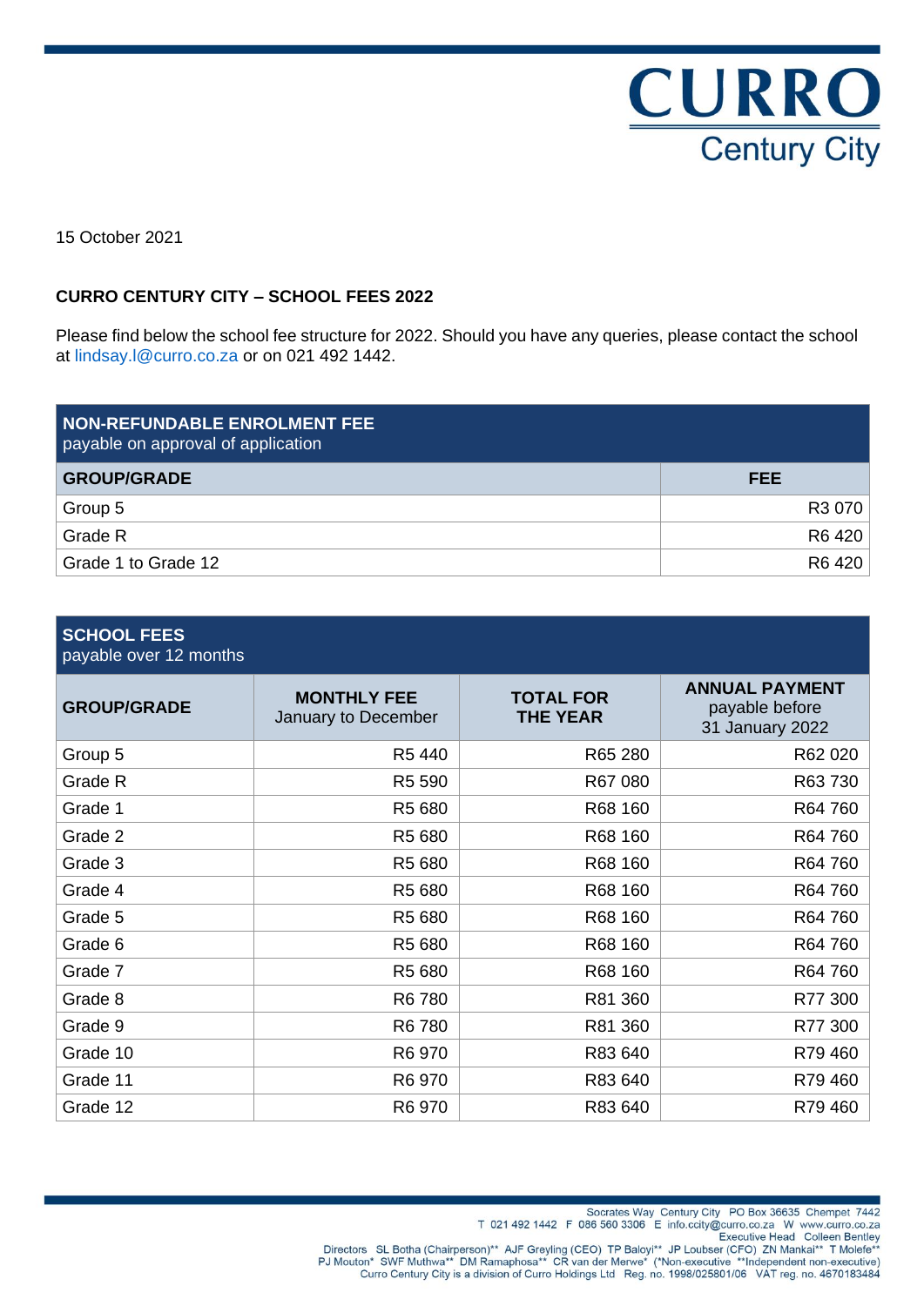15 October 2021

**CURRO CENTURY CITY – SCHOOL FEES 2022**

Please find below the school fee structure for 2022. Should you have any queries, please contact the school at lindsay.l@curro.co.za or on 021 492 1442.

| **NON-REFUNDABLE ENROLMENT FEE** payable on approval of application | |
|---|---|
| **GROUP/GRADE** | **FEE** |
| Group 5 | R3 070 |
| Grade R | R6 420 |
| Grade 1 to Grade 12 | R6 420 |

| **SCHOOL FEES** payable over 12 months | | | |
|---|---|---|---|
| **GROUP/GRADE** | **MONTHLY FEE** January to December | **TOTAL FOR THE YEAR** | **ANNUAL PAYMENT** payable before 31 January 2022 |
| Group 5 | R5 440 | R65 280 | R62 020 |
| Grade R | R5 590 | R67 080 | R63 730 |
| Grade 1 | R5 680 | R68 160 | R64 760 |
| Grade 2 | R5 680 | R68 160 | R64 760 |
| Grade 3 | R5 680 | R68 160 | R64 760 |
| Grade 4 | R5 680 | R68 160 | R64 760 |
| Grade 5 | R5 680 | R68 160 | R64 760 |
| Grade 6 | R5 680 | R68 160 | R64 760 |
| Grade 7 | R5 680 | R68 160 | R64 760 |
| Grade 8 | R6 780 | R81 360 | R77 300 |
| Grade 9 | R6 780 | R81 360 | R77 300 |
| Grade 10 | R6 970 | R83 640 | R79 460 |
| Grade 11 | R6 970 | R83 640 | R79 460 |
| Grade 12 | R6 970 | R83 640 | R79 460 |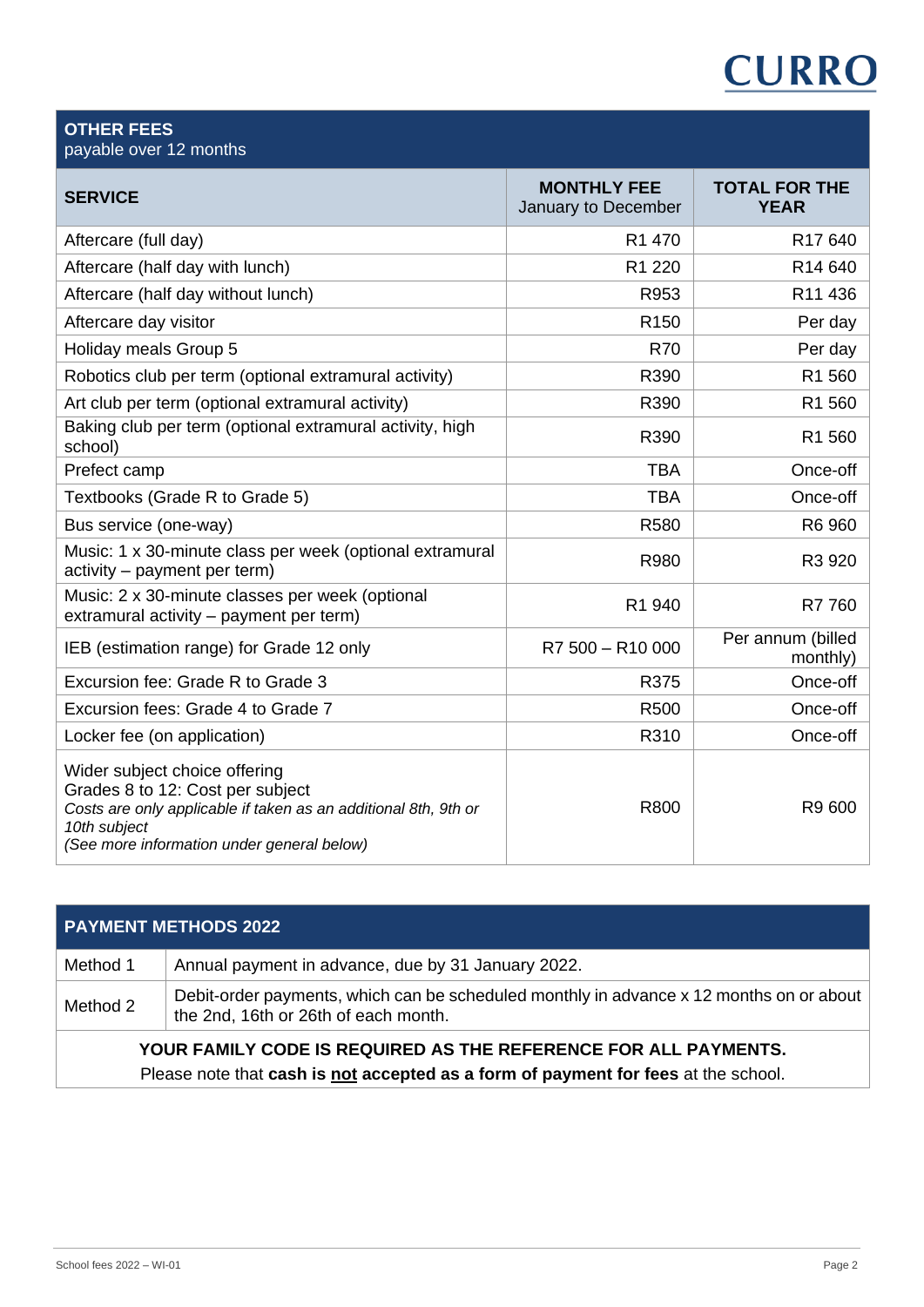## OTHER FEES
payable over 12 months

| SERVICE | MONTHLY FEE January to December | TOTAL FOR THE YEAR |
|---|---|---|
| Aftercare (full day) | R1 470 | R17 640 |
| Aftercare (half day with lunch) | R1 220 | R14 640 |
| Aftercare (half day without lunch) | R953 | R11 436 |
| Aftercare day visitor | R150 | Per day |
| Holiday meals Group 5 | R70 | Per day |
| Robotics club per term (optional extramural activity) | R390 | R1 560 |
| Art club per term (optional extramural activity) | R390 | R1 560 |
| Baking club per term (optional extramural activity, high school) | R390 | R1 560 |
| Prefect camp | TBA | Once-off |
| Textbooks (Grade R to Grade 5) | TBA | Once-off |
| Bus service (one-way) | R580 | R6 960 |
| Music: 1 x 30-minute class per week (optional extramural activity – payment per term) | R980 | R3 920 |
| Music: 2 x 30-minute classes per week (optional extramural activity – payment per term) | R1 940 | R7 760 |
| IEB (estimation range) for Grade 12 only | R7 500 – R10 000 | Per annum (billed monthly) |
| Excursion fee: Grade R to Grade 3 | R375 | Once-off |
| Excursion fees: Grade 4 to Grade 7 | R500 | Once-off |
| Locker fee (on application) | R310 | Once-off |
| Wider subject choice offering Grades 8 to 12: Cost per subject *Costs are only applicable if taken as an additional 8th, 9th or 10th subject* *(See more information under general below)* | R800 | R9 600 |

## PAYMENT METHODS 2022

| Method | Description |
|---|---|
| Method 1 | Annual payment in advance, due by 31 January 2022. |
| Method 2 | Debit-order payments, which can be scheduled monthly in advance x 12 months on or about the 2nd, 16th or 26th of each month. |

**YOUR FAMILY CODE IS REQUIRED AS THE REFERENCE FOR ALL PAYMENTS.**

Please note that **cash is not accepted as a form of payment for fees** at the school.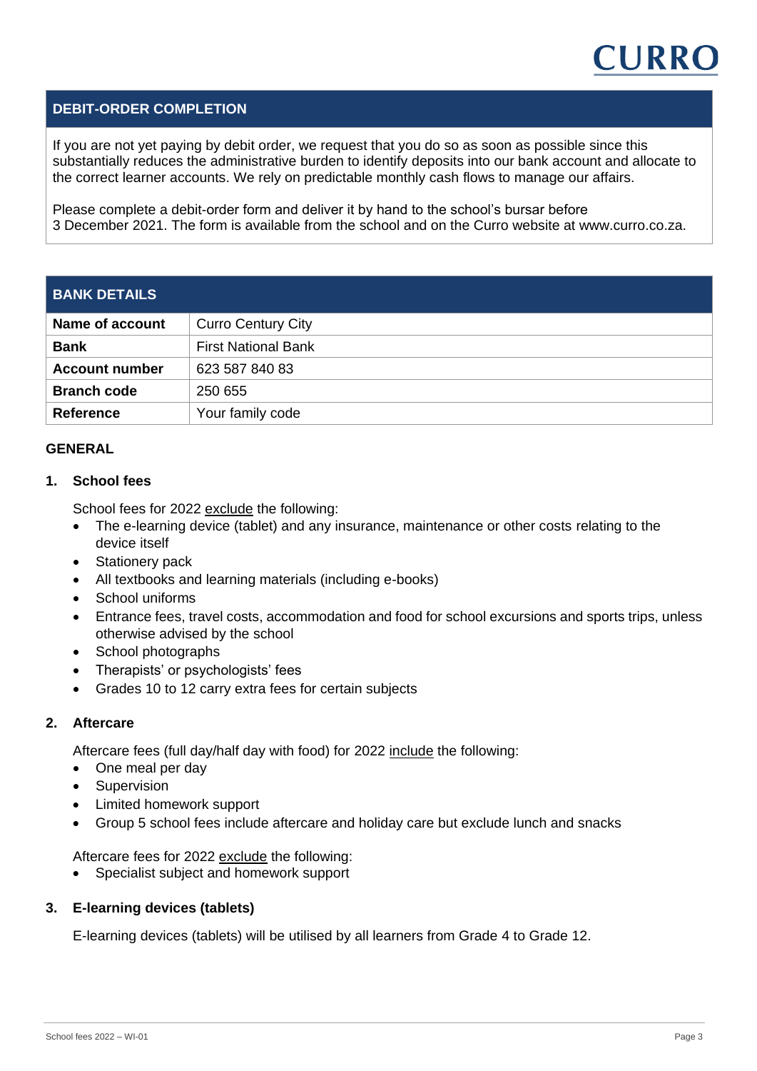## DEBIT-ORDER COMPLETION

If you are not yet paying by debit order, we request that you do so as soon as possible since this substantially reduces the administrative burden to identify deposits into our bank account and allocate to the correct learner accounts. We rely on predictable monthly cash flows to manage our affairs.

Please complete a debit-order form and deliver it by hand to the school's bursar before 3 December 2021. The form is available from the school and on the Curro website at www.curro.co.za.

| BANK DETAILS | |
|---|---|
| **Name of account** | Curro Century City |
| **Bank** | First National Bank |
| **Account number** | 623 587 840 83 |
| **Branch code** | 250 655 |
| **Reference** | Your family code |

## GENERAL

### 1. School fees

School fees for 2022 <u>exclude</u> the following:

- The e-learning device (tablet) and any insurance, maintenance or other costs relating to the device itself
- Stationery pack
- All textbooks and learning materials (including e-books)
- School uniforms
- Entrance fees, travel costs, accommodation and food for school excursions and sports trips, unless otherwise advised by the school
- School photographs
- Therapists' or psychologists' fees
- Grades 10 to 12 carry extra fees for certain subjects

### 2. Aftercare

Aftercare fees (full day/half day with food) for 2022 <u>include</u> the following:

- One meal per day
- Supervision
- Limited homework support
- Group 5 school fees include aftercare and holiday care but exclude lunch and snacks

Aftercare fees for 2022 <u>exclude</u> the following:

- Specialist subject and homework support

### 3. E-learning devices (tablets)

E-learning devices (tablets) will be utilised by all learners from Grade 4 to Grade 12.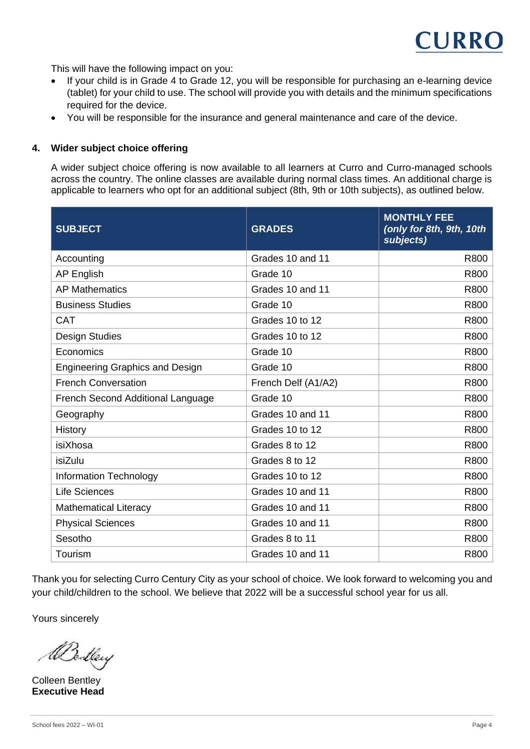This will have the following impact on you:

- If your child is in Grade 4 to Grade 12, you will be responsible for purchasing an e-learning device (tablet) for your child to use. The school will provide you with details and the minimum specifications required for the device.
- You will be responsible for the insurance and general maintenance and care of the device.

## 4. Wider subject choice offering

A wider subject choice offering is now available to all learners at Curro and Curro-managed schools across the country. The online classes are available during normal class times. An additional charge is applicable to learners who opt for an additional subject (8th, 9th or 10th subjects), as outlined below.

| SUBJECT | GRADES | MONTHLY FEE *(only for 8th, 9th, 10th subjects)* |
|---|---|---|
| Accounting | Grades 10 and 11 | R800 |
| AP English | Grade 10 | R800 |
| AP Mathematics | Grades 10 and 11 | R800 |
| Business Studies | Grade 10 | R800 |
| CAT | Grades 10 to 12 | R800 |
| Design Studies | Grades 10 to 12 | R800 |
| Economics | Grade 10 | R800 |
| Engineering Graphics and Design | Grade 10 | R800 |
| French Conversation | French Delf (A1/A2) | R800 |
| French Second Additional Language | Grade 10 | R800 |
| Geography | Grades 10 and 11 | R800 |
| History | Grades 10 to 12 | R800 |
| isiXhosa | Grades 8 to 12 | R800 |
| isiZulu | Grades 8 to 12 | R800 |
| Information Technology | Grades 10 to 12 | R800 |
| Life Sciences | Grades 10 and 11 | R800 |
| Mathematical Literacy | Grades 10 and 11 | R800 |
| Physical Sciences | Grades 10 and 11 | R800 |
| Sesotho | Grades 8 to 11 | R800 |
| Tourism | Grades 10 and 11 | R800 |

Thank you for selecting Curro Century City as your school of choice. We look forward to welcoming you and your child/children to the school. We believe that 2022 will be a successful school year for us all.

Yours sincerely

Colleen Bentley
**Executive Head**